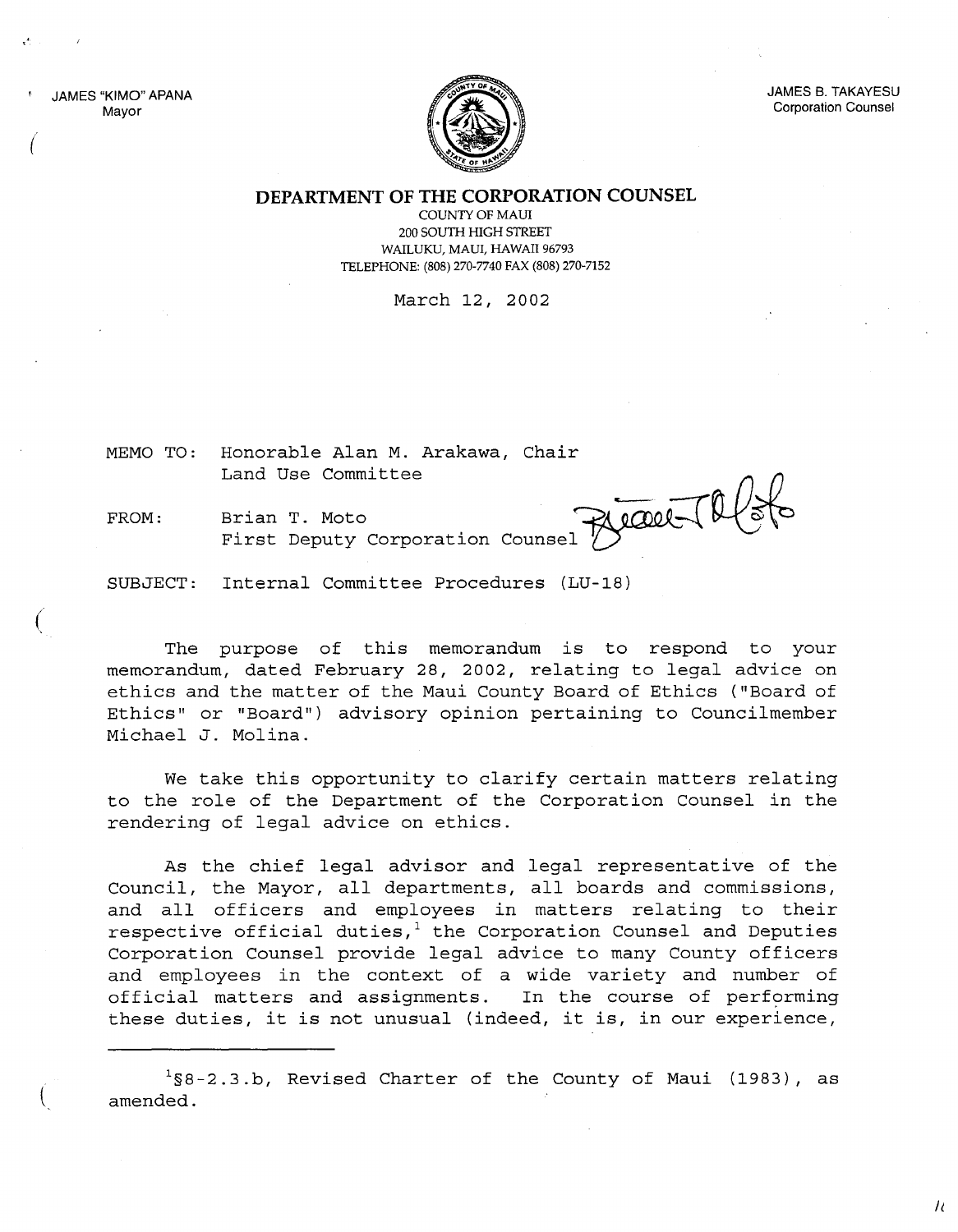JAMES "KIMO" APANA
Mayor

JAMES B. TAKAYESU
Corporation Counsel

# DEPARTMENT OF THE CORPORATION COUNSEL

COUNTY OF MAUI
200 SOUTH HIGH STREET
WAILUKU, MAUI, HAWAII 96793
TELEPHONE: (808) 270-7740 FAX (808) 270-7152

March 12, 2002

MEMO TO: Honorable Alan M. Arakawa, Chair
Land Use Committee

FROM: Brian T. Moto
First Deputy Corporation Counsel

SUBJECT: Internal Committee Procedures (LU-18)

The purpose of this memorandum is to respond to your memorandum, dated February 28, 2002, relating to legal advice on ethics and the matter of the Maui County Board of Ethics ("Board of Ethics" or "Board") advisory opinion pertaining to Councilmember Michael J. Molina.

We take this opportunity to clarify certain matters relating to the role of the Department of the Corporation Counsel in the rendering of legal advice on ethics.

As the chief legal advisor and legal representative of the Council, the Mayor, all departments, all boards and commissions, and all officers and employees in matters relating to their respective official duties,[1] the Corporation Counsel and Deputies Corporation Counsel provide legal advice to many County officers and employees in the context of a wide variety and number of official matters and assignments. In the course of performing these duties, it is not unusual (indeed, it is, in our experience,

[1]§8-2.3.b, Revised Charter of the County of Maui (1983), as amended.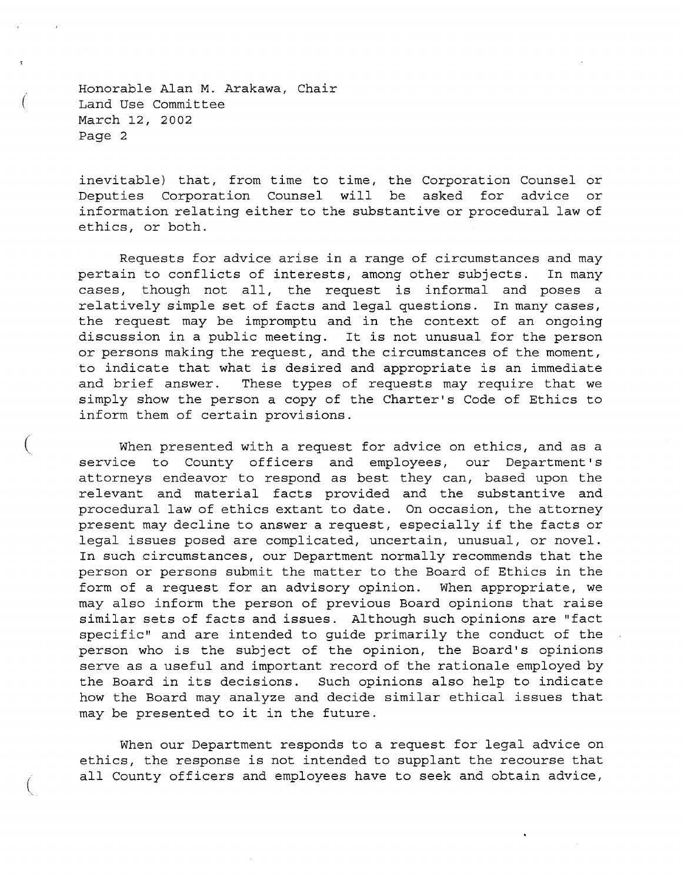inevitable) that, from time to time, the Corporation Counsel or Deputies Corporation Counsel will be asked for advice or information relating either to the substantive or procedural law of ethics, or both.

Requests for advice arise in a range of circumstances and may pertain to conflicts of interests, among other subjects. In many cases, though not all, the request is informal and poses a relatively simple set of facts and legal questions. In many cases, the request may be impromptu and in the context of an ongoing discussion in a public meeting. It is not unusual for the person or persons making the request, and the circumstances of the moment, to indicate that what is desired and appropriate is an immediate and brief answer. These types of requests may require that we simply show the person a copy of the Charter's Code of Ethics to inform them of certain provisions.

When presented with a request for advice on ethics, and as a service to County officers and employees, our Department's attorneys endeavor to respond as best they can, based upon the relevant and material facts provided and the substantive and procedural law of ethics extant to date. On occasion, the attorney present may decline to answer a request, especially if the facts or legal issues posed are complicated, uncertain, unusual, or novel. In such circumstances, our Department normally recommends that the person or persons submit the matter to the Board of Ethics in the form of a request for an advisory opinion. When appropriate, we may also inform the person of previous Board opinions that raise similar sets of facts and issues. Although such opinions are "fact specific" and are intended to guide primarily the conduct of the person who is the subject of the opinion, the Board's opinions serve as a useful and important record of the rationale employed by the Board in its decisions. Such opinions also help to indicate how the Board may analyze and decide similar ethical issues that may be presented to it in the future.

When our Department responds to a request for legal advice on ethics, the response is not intended to supplant the recourse that all County officers and employees have to seek and obtain advice,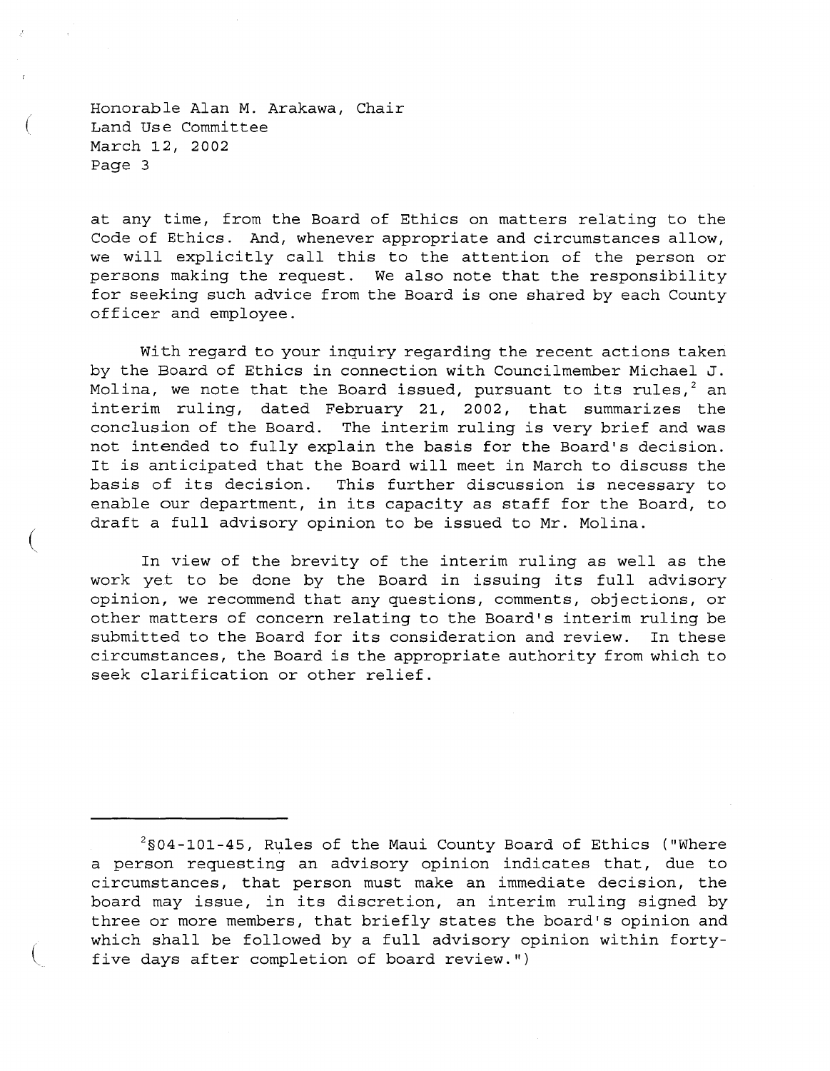at any time, from the Board of Ethics on matters relating to the Code of Ethics. And, whenever appropriate and circumstances allow, we will explicitly call this to the attention of the person or persons making the request. We also note that the responsibility for seeking such advice from the Board is one shared by each County officer and employee.

With regard to your inquiry regarding the recent actions taken by the Board of Ethics in connection with Councilmember Michael J. Molina, we note that the Board issued, pursuant to its rules,[2] an interim ruling, dated February 21, 2002, that summarizes the conclusion of the Board. The interim ruling is very brief and was not intended to fully explain the basis for the Board's decision. It is anticipated that the Board will meet in March to discuss the basis of its decision. This further discussion is necessary to enable our department, in its capacity as staff for the Board, to draft a full advisory opinion to be issued to Mr. Molina.

In view of the brevity of the interim ruling as well as the work yet to be done by the Board in issuing its full advisory opinion, we recommend that any questions, comments, objections, or other matters of concern relating to the Board's interim ruling be submitted to the Board for its consideration and review. In these circumstances, the Board is the appropriate authority from which to seek clarification or other relief.

---

[2] §04-101-45, Rules of the Maui County Board of Ethics ("Where a person requesting an advisory opinion indicates that, due to circumstances, that person must make an immediate decision, the board may issue, in its discretion, an interim ruling signed by three or more members, that briefly states the board's opinion and which shall be followed by a full advisory opinion within forty-five days after completion of board review.")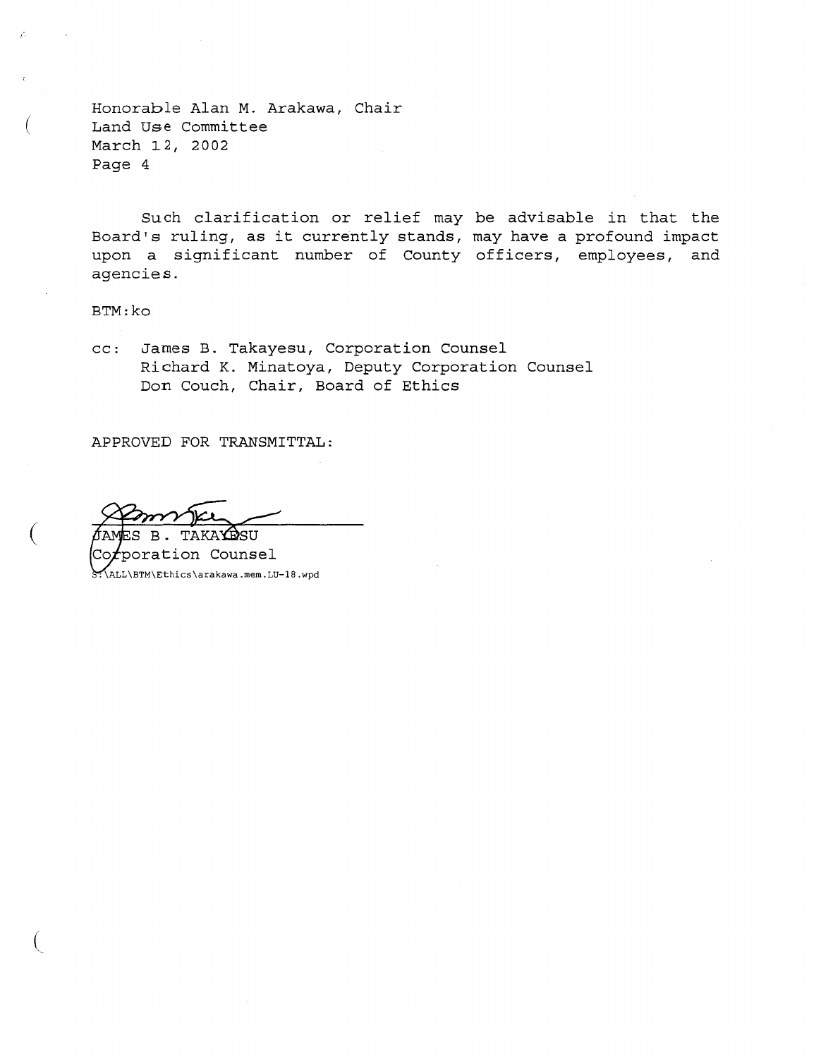Honorable Alan M. Arakawa, Chair
Land Use Committee
March 12, 2002
Page 4

Such clarification or relief may be advisable in that the Board's ruling, as it currently stands, may have a profound impact upon a significant number of County officers, employees, and agencies.

BTM:ko

cc: James B. Takayesu, Corporation Counsel
Richard K. Minatoya, Deputy Corporation Counsel
Don Couch, Chair, Board of Ethics

APPROVED FOR TRANSMITTAL:

JAMES B. TAKAYESU
Corporation Counsel

S:\ALL\BTM\Ethics\arakawa.mem.LU-18.wpd